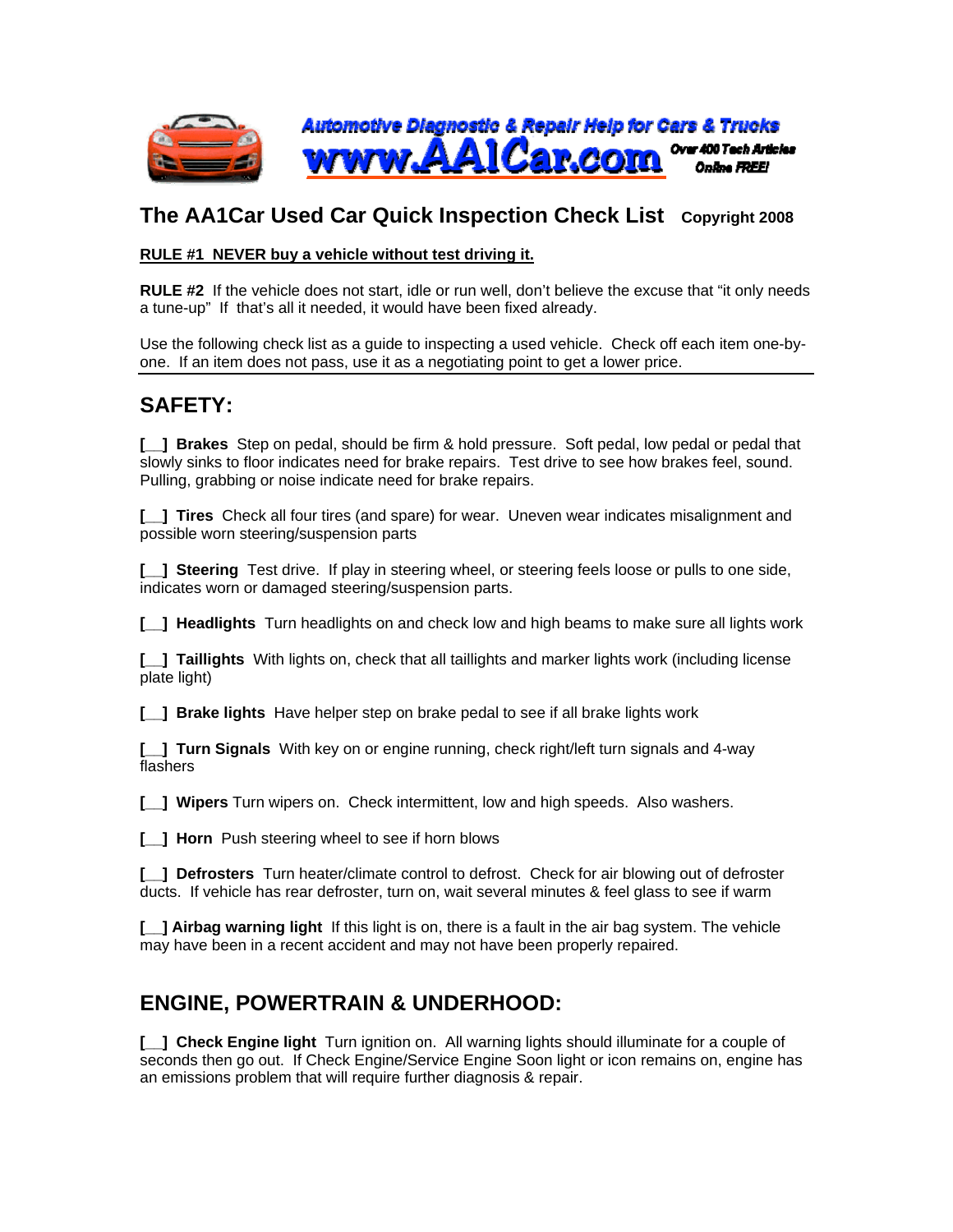Automotive Diagnostic & Repair Help for Cars & Trucks
www.AA1Car.com Over 400 Tech Articles Online FREE!

# The AA1Car Used Car Quick Inspection Check List **Copyright 2008**

**RULE #1 NEVER buy a vehicle without test driving it.**

**RULE #2** If the vehicle does not start, idle or run well, don't believe the excuse that "it only needs a tune-up" If that's all it needed, it would have been fixed already.

Use the following check list as a guide to inspecting a used vehicle. Check off each item one-by-one. If an item does not pass, use it as a negotiating point to get a lower price.

---

## SAFETY:

**[__] Brakes** Step on pedal, should be firm & hold pressure. Soft pedal, low pedal or pedal that slowly sinks to floor indicates need for brake repairs. Test drive to see how brakes feel, sound. Pulling, grabbing or noise indicate need for brake repairs.

**[__] Tires** Check all four tires (and spare) for wear. Uneven wear indicates misalignment and possible worn steering/suspension parts

**[__] Steering** Test drive. If play in steering wheel, or steering feels loose or pulls to one side, indicates worn or damaged steering/suspension parts.

**[__] Headlights** Turn headlights on and check low and high beams to make sure all lights work

**[__] Taillights** With lights on, check that all taillights and marker lights work (including license plate light)

**[__] Brake lights** Have helper step on brake pedal to see if all brake lights work

**[__] Turn Signals** With key on or engine running, check right/left turn signals and 4-way flashers

**[__] Wipers** Turn wipers on. Check intermittent, low and high speeds. Also washers.

**[__] Horn** Push steering wheel to see if horn blows

**[__] Defrosters** Turn heater/climate control to defrost. Check for air blowing out of defroster ducts. If vehicle has rear defroster, turn on, wait several minutes & feel glass to see if warm

**[__] Airbag warning light** If this light is on, there is a fault in the air bag system. The vehicle may have been in a recent accident and may not have been properly repaired.

## ENGINE, POWERTRAIN & UNDERHOOD:

**[__] Check Engine light** Turn ignition on. All warning lights should illuminate for a couple of seconds then go out. If Check Engine/Service Engine Soon light or icon remains on, engine has an emissions problem that will require further diagnosis & repair.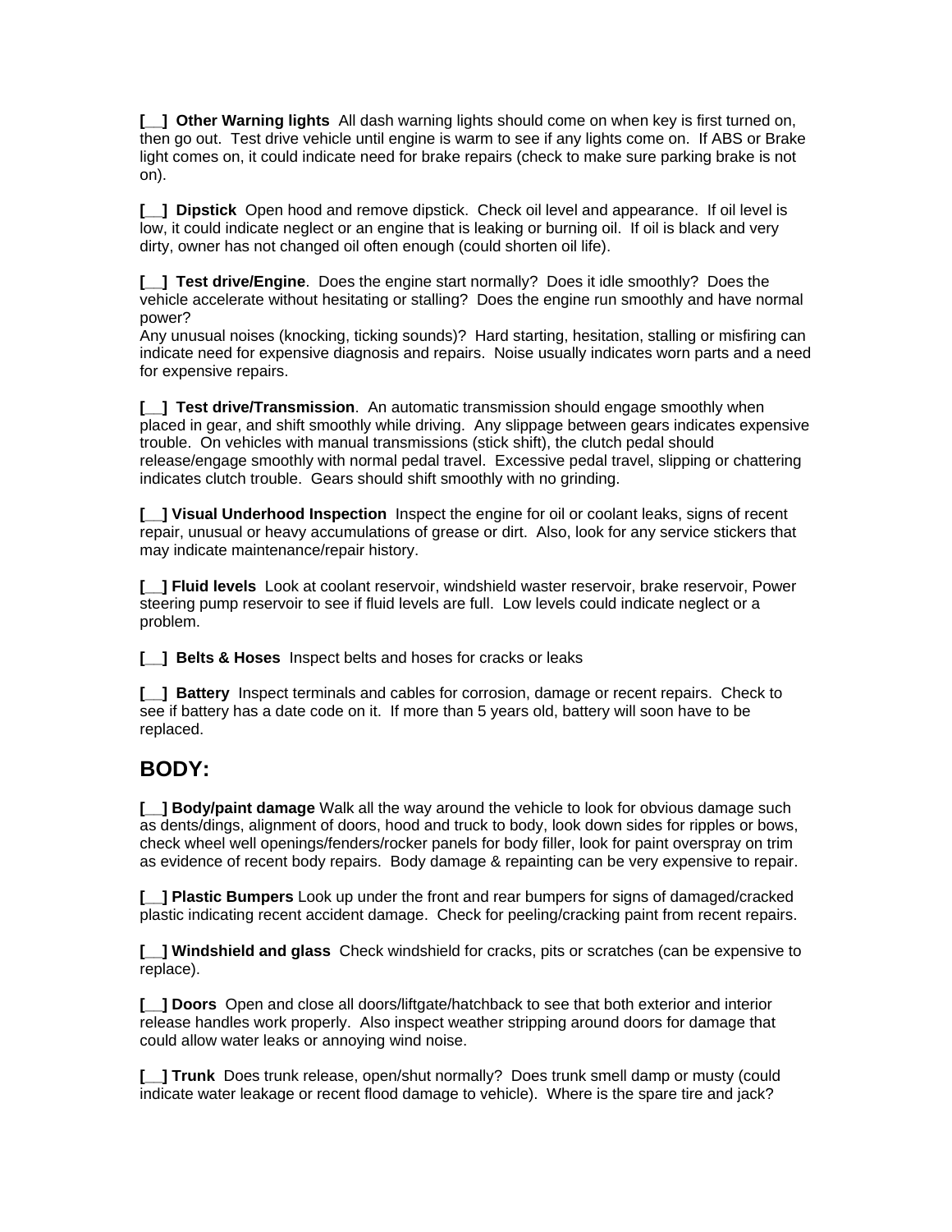[__] **Other Warning lights** All dash warning lights should come on when key is first turned on, then go out. Test drive vehicle until engine is warm to see if any lights come on. If ABS or Brake light comes on, it could indicate need for brake repairs (check to make sure parking brake is not on).

[__] **Dipstick** Open hood and remove dipstick. Check oil level and appearance. If oil level is low, it could indicate neglect or an engine that is leaking or burning oil. If oil is black and very dirty, owner has not changed oil often enough (could shorten oil life).

[__] **Test drive/Engine**. Does the engine start normally? Does it idle smoothly? Does the vehicle accelerate without hesitating or stalling? Does the engine run smoothly and have normal power?
Any unusual noises (knocking, ticking sounds)? Hard starting, hesitation, stalling or misfiring can indicate need for expensive diagnosis and repairs. Noise usually indicates worn parts and a need for expensive repairs.

[__] **Test drive/Transmission**. An automatic transmission should engage smoothly when placed in gear, and shift smoothly while driving. Any slippage between gears indicates expensive trouble. On vehicles with manual transmissions (stick shift), the clutch pedal should release/engage smoothly with normal pedal travel. Excessive pedal travel, slipping or chattering indicates clutch trouble. Gears should shift smoothly with no grinding.

[__] **Visual Underhood Inspection** Inspect the engine for oil or coolant leaks, signs of recent repair, unusual or heavy accumulations of grease or dirt. Also, look for any service stickers that may indicate maintenance/repair history.

[__] **Fluid levels** Look at coolant reservoir, windshield waster reservoir, brake reservoir, Power steering pump reservoir to see if fluid levels are full. Low levels could indicate neglect or a problem.

[__] **Belts & Hoses** Inspect belts and hoses for cracks or leaks

[__] **Battery** Inspect terminals and cables for corrosion, damage or recent repairs. Check to see if battery has a date code on it. If more than 5 years old, battery will soon have to be replaced.

## BODY:

[__] **Body/paint damage** Walk all the way around the vehicle to look for obvious damage such as dents/dings, alignment of doors, hood and truck to body, look down sides for ripples or bows, check wheel well openings/fenders/rocker panels for body filler, look for paint overspray on trim as evidence of recent body repairs. Body damage & repainting can be very expensive to repair.

[__] **Plastic Bumpers** Look up under the front and rear bumpers for signs of damaged/cracked plastic indicating recent accident damage. Check for peeling/cracking paint from recent repairs.

[__] **Windshield and glass** Check windshield for cracks, pits or scratches (can be expensive to replace).

[__] **Doors** Open and close all doors/liftgate/hatchback to see that both exterior and interior release handles work properly. Also inspect weather stripping around doors for damage that could allow water leaks or annoying wind noise.

[__] **Trunk** Does trunk release, open/shut normally? Does trunk smell damp or musty (could indicate water leakage or recent flood damage to vehicle). Where is the spare tire and jack?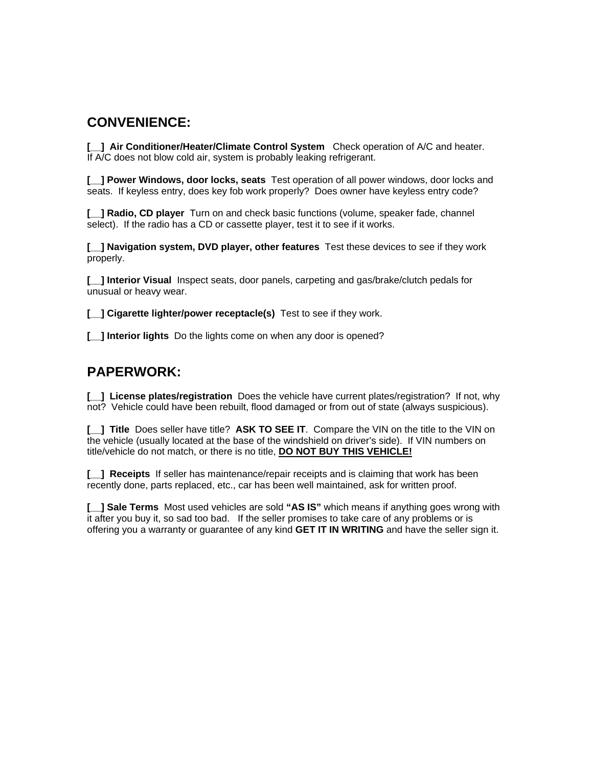## CONVENIENCE:

**[__] Air Conditioner/Heater/Climate Control System** Check operation of A/C and heater. If A/C does not blow cold air, system is probably leaking refrigerant.

**[__] Power Windows, door locks, seats** Test operation of all power windows, door locks and seats. If keyless entry, does key fob work properly? Does owner have keyless entry code?

**[__] Radio, CD player** Turn on and check basic functions (volume, speaker fade, channel select). If the radio has a CD or cassette player, test it to see if it works.

**[__] Navigation system, DVD player, other features** Test these devices to see if they work properly.

**[__] Interior Visual** Inspect seats, door panels, carpeting and gas/brake/clutch pedals for unusual or heavy wear.

**[__] Cigarette lighter/power receptacle(s)** Test to see if they work.

**[__] Interior lights** Do the lights come on when any door is opened?

## PAPERWORK:

**[__] License plates/registration** Does the vehicle have current plates/registration? If not, why not? Vehicle could have been rebuilt, flood damaged or from out of state (always suspicious).

**[__] Title** Does seller have title? **ASK TO SEE IT**. Compare the VIN on the title to the VIN on the vehicle (usually located at the base of the windshield on driver's side). If VIN numbers on title/vehicle do not match, or there is no title, **<u>DO NOT BUY THIS VEHICLE!</u>**

**[__] Receipts** If seller has maintenance/repair receipts and is claiming that work has been recently done, parts replaced, etc., car has been well maintained, ask for written proof.

**[__] Sale Terms** Most used vehicles are sold **"AS IS"** which means if anything goes wrong with it after you buy it, so sad too bad. If the seller promises to take care of any problems or is offering you a warranty or guarantee of any kind **GET IT IN WRITING** and have the seller sign it.